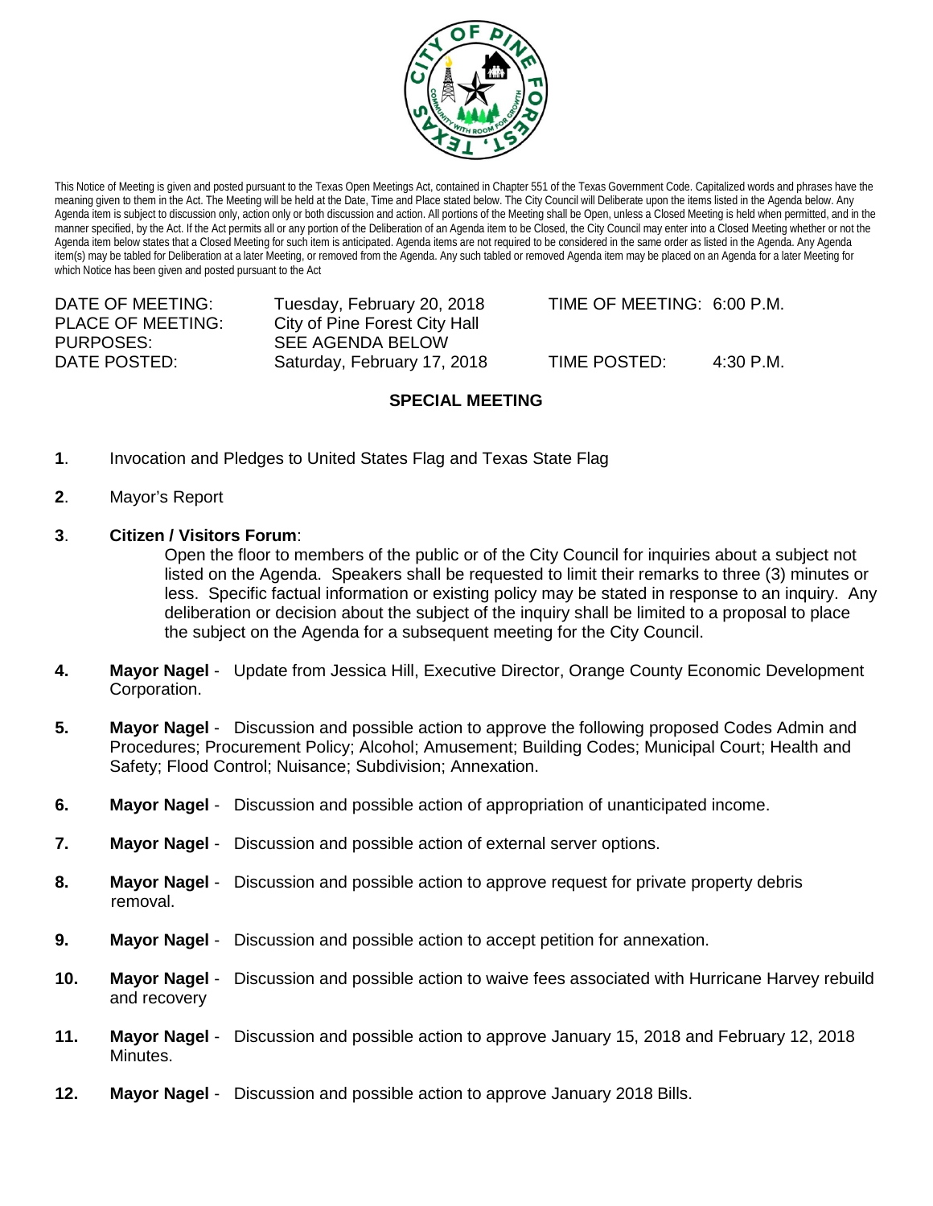This Notice of Meeting is given and posted pursuant to the Texas Open Meetings Act, contained in Chapter 551 of the Texas Government Code. Capitalized words and phrases have the meaning given to them in the Act. The Meeting will be held at the Date, Time and Place stated below. The City Council will Deliberate upon the items listed in the Agenda below. Any Agenda item is subject to discussion only, action only or both discussion and action. All portions of the Meeting shall be Open, unless a Closed Meeting is held when permitted, and in the manner specified, by the Act. If the Act permits all or any portion of the Deliberation of an Agenda item to be Closed, the City Council may enter into a Closed Meeting whether or not the Agenda item below states that a Closed Meeting for such item is anticipated. Agenda items are not required to be considered in the same order as listed in the Agenda. Any Agenda item(s) may be tabled for Deliberation at a later Meeting, or removed from the Agenda. Any such tabled or removed Agenda item may be placed on an Agenda for a later Meeting for which Notice has been given and posted pursuant to the Act

| | | | |
|---|---|---|---|
| DATE OF MEETING: | Tuesday, February 20, 2018 | TIME OF MEETING: | 6:00 P.M. |
| PLACE OF MEETING: | City of Pine Forest City Hall | | |
| PURPOSES: | SEE AGENDA BELOW | | |
| DATE POSTED: | Saturday, February 17, 2018 | TIME POSTED: | 4:30 P.M. |

## SPECIAL MEETING

**1**. Invocation and Pledges to United States Flag and Texas State Flag

**2**. Mayor's Report

**3**. **Citizen / Visitors Forum**:
Open the floor to members of the public or of the City Council for inquiries about a subject not listed on the Agenda. Speakers shall be requested to limit their remarks to three (3) minutes or less. Specific factual information or existing policy may be stated in response to an inquiry. Any deliberation or decision about the subject of the inquiry shall be limited to a proposal to place the subject on the Agenda for a subsequent meeting for the City Council.

**4.** **Mayor Nagel** - Update from Jessica Hill, Executive Director, Orange County Economic Development Corporation.

**5.** **Mayor Nagel** - Discussion and possible action to approve the following proposed Codes Admin and Procedures; Procurement Policy; Alcohol; Amusement; Building Codes; Municipal Court; Health and Safety; Flood Control; Nuisance; Subdivision; Annexation.

**6.** **Mayor Nagel** - Discussion and possible action of appropriation of unanticipated income.

**7.** **Mayor Nagel** - Discussion and possible action of external server options.

**8.** **Mayor Nagel** - Discussion and possible action to approve request for private property debris removal.

**9.** **Mayor Nagel** - Discussion and possible action to accept petition for annexation.

**10.** **Mayor Nagel** - Discussion and possible action to waive fees associated with Hurricane Harvey rebuild and recovery

**11.** **Mayor Nagel** - Discussion and possible action to approve January 15, 2018 and February 12, 2018 Minutes.

**12.** **Mayor Nagel** - Discussion and possible action to approve January 2018 Bills.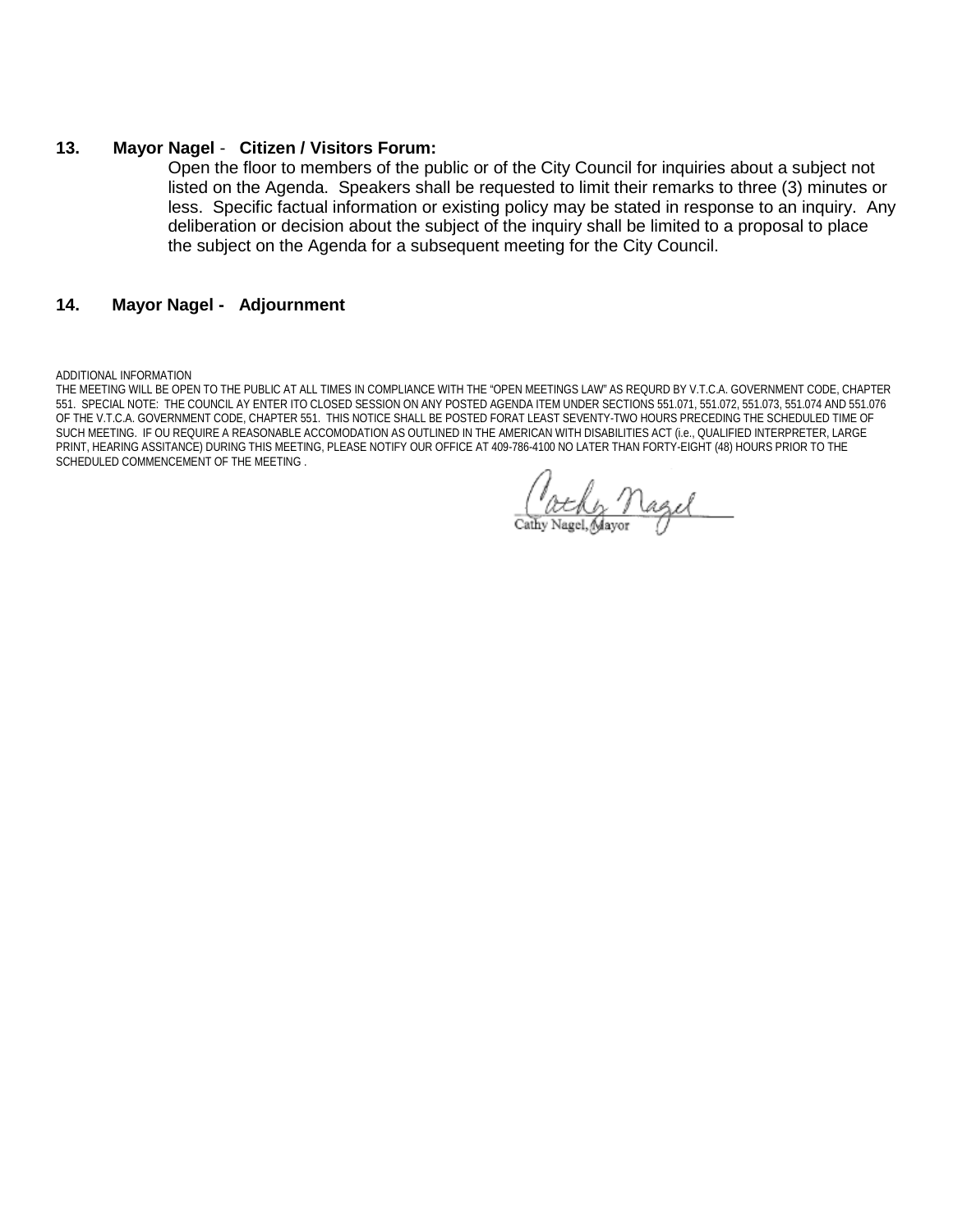**13. Mayor Nagel** - **Citizen / Visitors Forum:**

Open the floor to members of the public or of the City Council for inquiries about a subject not listed on the Agenda. Speakers shall be requested to limit their remarks to three (3) minutes or less. Specific factual information or existing policy may be stated in response to an inquiry. Any deliberation or decision about the subject of the inquiry shall be limited to a proposal to place the subject on the Agenda for a subsequent meeting for the City Council.

**14. Mayor Nagel - Adjournment**

ADDITIONAL INFORMATION

THE MEETING WILL BE OPEN TO THE PUBLIC AT ALL TIMES IN COMPLIANCE WITH THE "OPEN MEETINGS LAW" AS REQURD BY V.T.C.A. GOVERNMENT CODE, CHAPTER 551. SPECIAL NOTE: THE COUNCIL AY ENTER ITO CLOSED SESSION ON ANY POSTED AGENDA ITEM UNDER SECTIONS 551.071, 551.072, 551.073, 551.074 AND 551.076 OF THE V.T.C.A. GOVERNMENT CODE, CHAPTER 551. THIS NOTICE SHALL BE POSTED FORAT LEAST SEVENTY-TWO HOURS PRECEDING THE SCHEDULED TIME OF SUCH MEETING. IF OU REQUIRE A REASONABLE ACCOMODATION AS OUTLINED IN THE AMERICAN WITH DISABILITIES ACT (i.e., QUALIFIED INTERPRETER, LARGE PRINT, HEARING ASSITANCE) DURING THIS MEETING, PLEASE NOTIFY OUR OFFICE AT 409-786-4100 NO LATER THAN FORTY-EIGHT (48) HOURS PRIOR TO THE SCHEDULED COMMENCEMENT OF THE MEETING .

Cathy Nagel

Cathy Nagel, Mayor